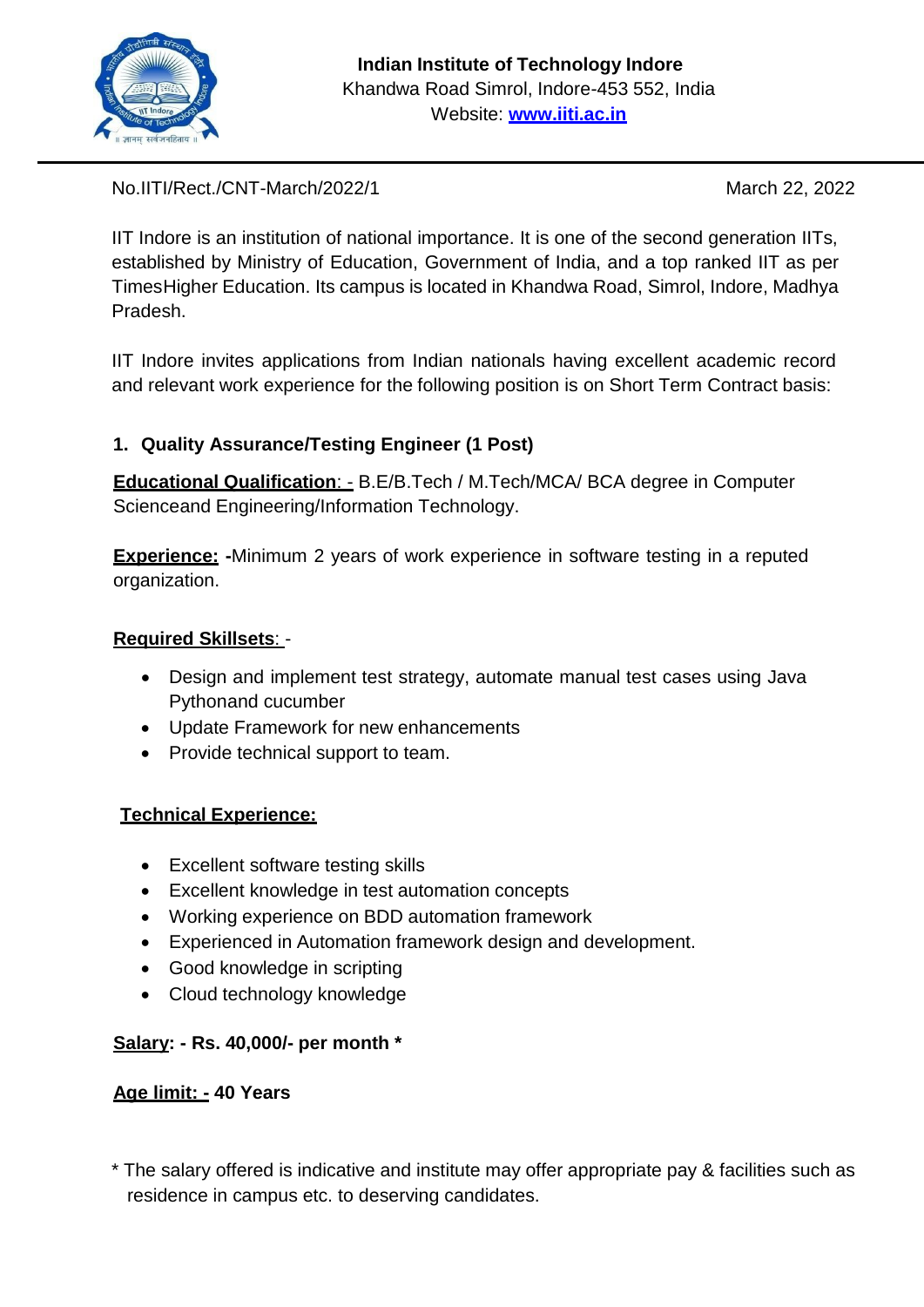**Indian Institute of Technology Indore**
Khandwa Road Simrol, Indore-453 552, India
Website: [www.iiti.ac.in](http://www.iiti.ac.in)

No.IITI/Rect./CNT-March/2022/1 March 22, 2022

IIT Indore is an institution of national importance. It is one of the second generation IITs, established by Ministry of Education, Government of India, and a top ranked IIT as per TimesHigher Education. Its campus is located in Khandwa Road, Simrol, Indore, Madhya Pradesh.

IIT Indore invites applications from Indian nationals having excellent academic record and relevant work experience for the following position is on Short Term Contract basis:

**1. Quality Assurance/Testing Engineer (1 Post)**

**Educational Qualification**: - B.E/B.Tech / M.Tech/MCA/ BCA degree in Computer Scienceand Engineering/Information Technology.

**Experience: -**Minimum 2 years of work experience in software testing in a reputed organization.

**Required Skillsets**: -

- Design and implement test strategy, automate manual test cases using Java Pythonand cucumber
- Update Framework for new enhancements
- Provide technical support to team.

**Technical Experience:**

- Excellent software testing skills
- Excellent knowledge in test automation concepts
- Working experience on BDD automation framework
- Experienced in Automation framework design and development.
- Good knowledge in scripting
- Cloud technology knowledge

**Salary: - Rs. 40,000/- per month ***

**Age limit: - 40 Years**

* The salary offered is indicative and institute may offer appropriate pay & facilities such as residence in campus etc. to deserving candidates.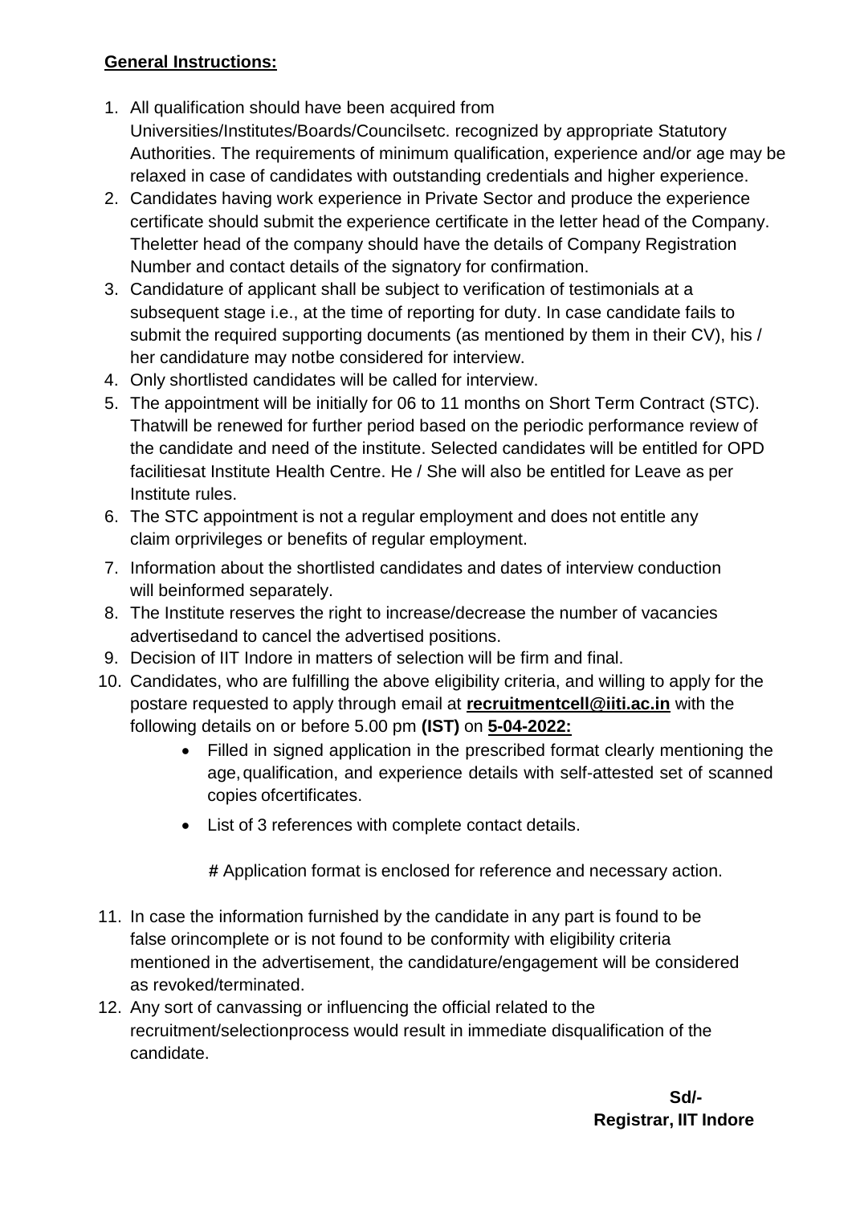**General Instructions:**

1. All qualification should have been acquired from Universities/Institutes/Boards/Councilsetc. recognized by appropriate Statutory Authorities. The requirements of minimum qualification, experience and/or age may be relaxed in case of candidates with outstanding credentials and higher experience.
2. Candidates having work experience in Private Sector and produce the experience certificate should submit the experience certificate in the letter head of the Company. Theletter head of the company should have the details of Company Registration Number and contact details of the signatory for confirmation.
3. Candidature of applicant shall be subject to verification of testimonials at a subsequent stage i.e., at the time of reporting for duty. In case candidate fails to submit the required supporting documents (as mentioned by them in their CV), his / her candidature may notbe considered for interview.
4. Only shortlisted candidates will be called for interview.
5. The appointment will be initially for 06 to 11 months on Short Term Contract (STC). Thatwill be renewed for further period based on the periodic performance review of the candidate and need of the institute. Selected candidates will be entitled for OPD facilitiesat Institute Health Centre. He / She will also be entitled for Leave as per Institute rules.
6. The STC appointment is not a regular employment and does not entitle any claim orprivileges or benefits of regular employment.
7. Information about the shortlisted candidates and dates of interview conduction will beinformed separately.
8. The Institute reserves the right to increase/decrease the number of vacancies advertisedand to cancel the advertised positions.
9. Decision of IIT Indore in matters of selection will be firm and final.
10. Candidates, who are fulfilling the above eligibility criteria, and willing to apply for the postare requested to apply through email at **recruitmentcell@iiti.ac.in** with the following details on or before 5.00 pm **(IST)** on **5-04-2022:**
    - Filled in signed application in the prescribed format clearly mentioning the age, qualification, and experience details with self-attested set of scanned copies ofcertificates.
    - List of 3 references with complete contact details.

    # Application format is enclosed for reference and necessary action.
11. In case the information furnished by the candidate in any part is found to be false orincomplete or is not found to be conformity with eligibility criteria mentioned in the advertisement, the candidature/engagement will be considered as revoked/terminated.
12. Any sort of canvassing or influencing the official related to the recruitment/selectionprocess would result in immediate disqualification of the candidate.

**Sd/-**
**Registrar, IIT Indore**